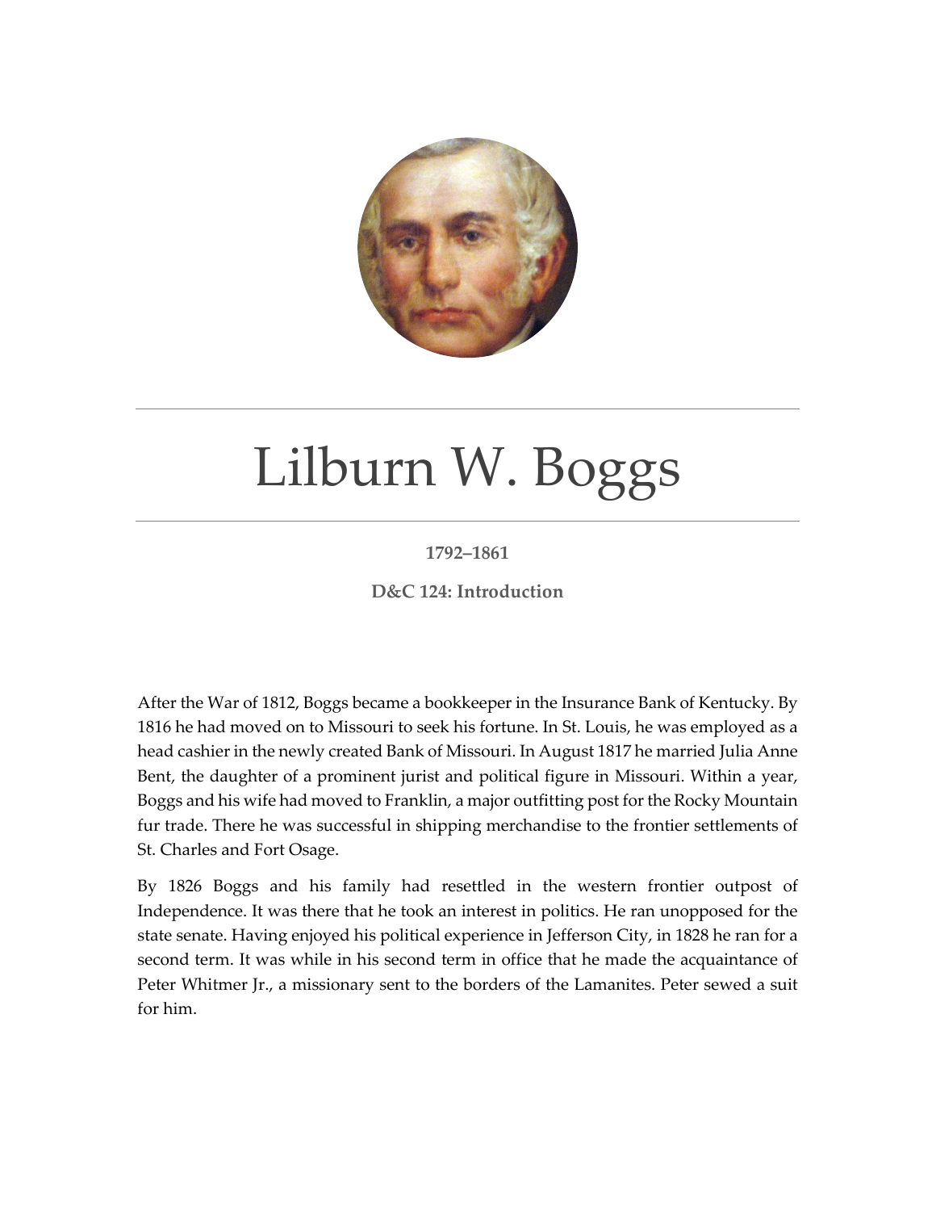# Lilburn W. Boggs

**1792–1861**

**D&C 124: Introduction**

After the War of 1812, Boggs became a bookkeeper in the Insurance Bank of Kentucky. By 1816 he had moved on to Missouri to seek his fortune. In St. Louis, he was employed as a head cashier in the newly created Bank of Missouri. In August 1817 he married Julia Anne Bent, the daughter of a prominent jurist and political figure in Missouri. Within a year, Boggs and his wife had moved to Franklin, a major outfitting post for the Rocky Mountain fur trade. There he was successful in shipping merchandise to the frontier settlements of St. Charles and Fort Osage.

By 1826 Boggs and his family had resettled in the western frontier outpost of Independence. It was there that he took an interest in politics. He ran unopposed for the state senate. Having enjoyed his political experience in Jefferson City, in 1828 he ran for a second term. It was while in his second term in office that he made the acquaintance of Peter Whitmer Jr., a missionary sent to the borders of the Lamanites. Peter sewed a suit for him.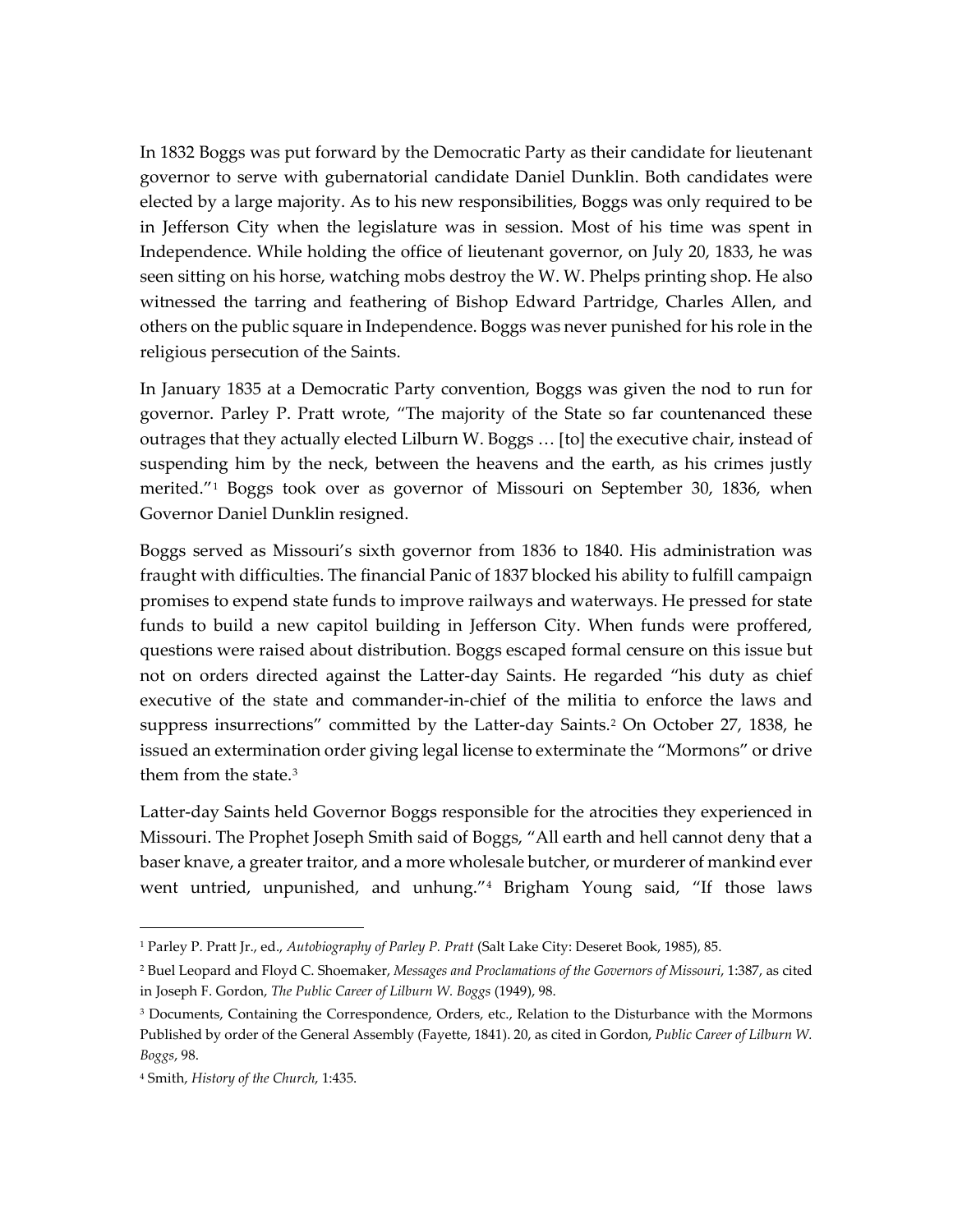In 1832 Boggs was put forward by the Democratic Party as their candidate for lieutenant governor to serve with gubernatorial candidate Daniel Dunklin. Both candidates were elected by a large majority. As to his new responsibilities, Boggs was only required to be in Jefferson City when the legislature was in session. Most of his time was spent in Independence. While holding the office of lieutenant governor, on July 20, 1833, he was seen sitting on his horse, watching mobs destroy the W. W. Phelps printing shop. He also witnessed the tarring and feathering of Bishop Edward Partridge, Charles Allen, and others on the public square in Independence. Boggs was never punished for his role in the religious persecution of the Saints.

In January 1835 at a Democratic Party convention, Boggs was given the nod to run for governor. Parley P. Pratt wrote, "The majority of the State so far countenanced these outrages that they actually elected Lilburn W. Boggs … [to] the executive chair, instead of suspending him by the neck, between the heavens and the earth, as his crimes justly merited."[1] Boggs took over as governor of Missouri on September 30, 1836, when Governor Daniel Dunklin resigned.

Boggs served as Missouri's sixth governor from 1836 to 1840. His administration was fraught with difficulties. The financial Panic of 1837 blocked his ability to fulfill campaign promises to expend state funds to improve railways and waterways. He pressed for state funds to build a new capitol building in Jefferson City. When funds were proffered, questions were raised about distribution. Boggs escaped formal censure on this issue but not on orders directed against the Latter-day Saints. He regarded "his duty as chief executive of the state and commander-in-chief of the militia to enforce the laws and suppress insurrections" committed by the Latter-day Saints.[2] On October 27, 1838, he issued an extermination order giving legal license to exterminate the "Mormons" or drive them from the state.[3]

Latter-day Saints held Governor Boggs responsible for the atrocities they experienced in Missouri. The Prophet Joseph Smith said of Boggs, "All earth and hell cannot deny that a baser knave, a greater traitor, and a more wholesale butcher, or murderer of mankind ever went untried, unpunished, and unhung."[4] Brigham Young said, "If those laws

---

[1] Parley P. Pratt Jr., ed., *Autobiography of Parley P. Pratt* (Salt Lake City: Deseret Book, 1985), 85.

[2] Buel Leopard and Floyd C. Shoemaker, *Messages and Proclamations of the Governors of Missouri*, 1:387, as cited in Joseph F. Gordon, *The Public Career of Lilburn W. Boggs* (1949), 98.

[3] Documents, Containing the Correspondence, Orders, etc., Relation to the Disturbance with the Mormons Published by order of the General Assembly (Fayette, 1841). 20, as cited in Gordon, *Public Career of Lilburn W. Boggs*, 98.

[4] Smith, *History of the Church*, 1:435.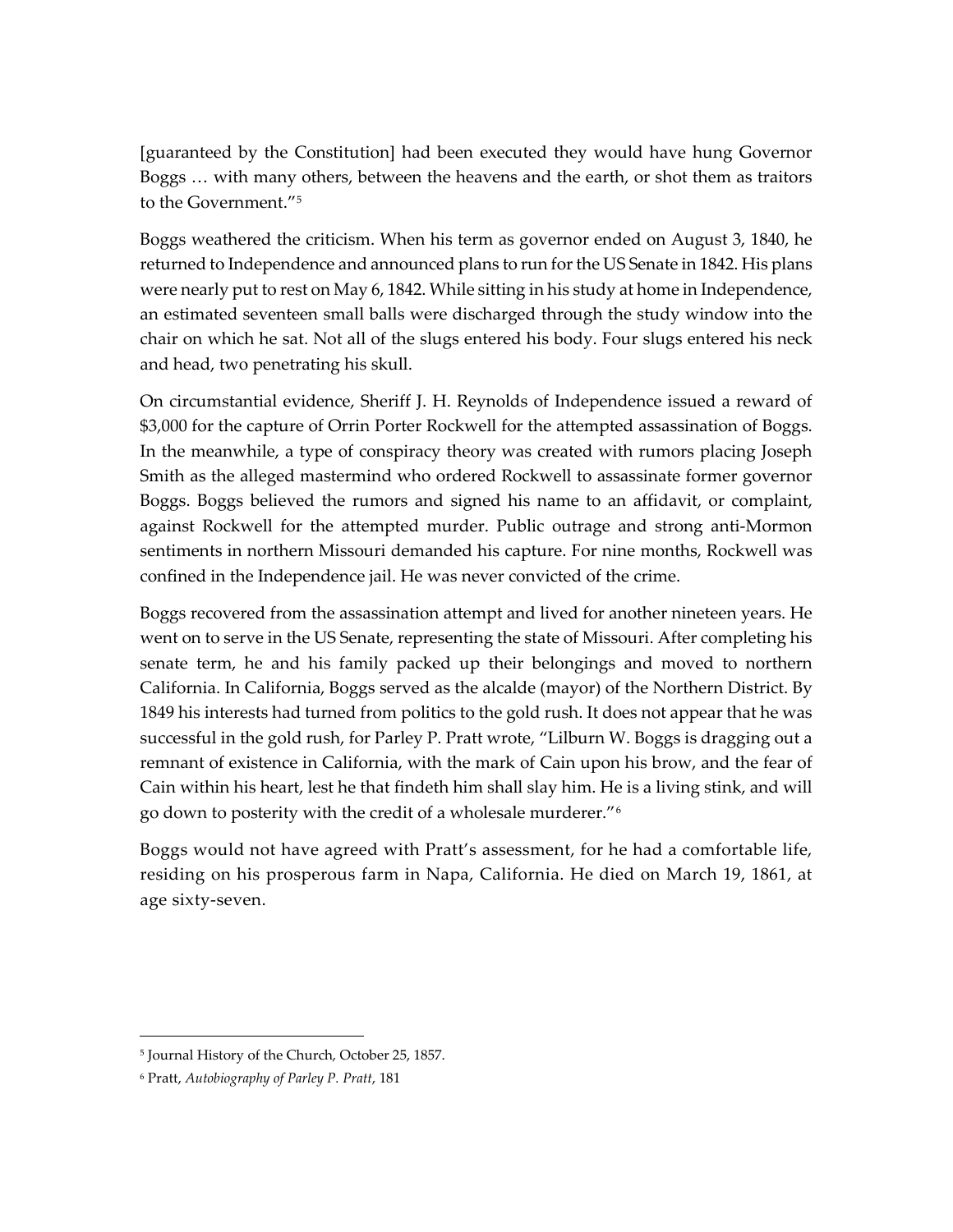[guaranteed by the Constitution] had been executed they would have hung Governor Boggs … with many others, between the heavens and the earth, or shot them as traitors to the Government."[5]

Boggs weathered the criticism. When his term as governor ended on August 3, 1840, he returned to Independence and announced plans to run for the US Senate in 1842. His plans were nearly put to rest on May 6, 1842. While sitting in his study at home in Independence, an estimated seventeen small balls were discharged through the study window into the chair on which he sat. Not all of the slugs entered his body. Four slugs entered his neck and head, two penetrating his skull.

On circumstantial evidence, Sheriff J. H. Reynolds of Independence issued a reward of $3,000 for the capture of Orrin Porter Rockwell for the attempted assassination of Boggs. In the meanwhile, a type of conspiracy theory was created with rumors placing Joseph Smith as the alleged mastermind who ordered Rockwell to assassinate former governor Boggs. Boggs believed the rumors and signed his name to an affidavit, or complaint, against Rockwell for the attempted murder. Public outrage and strong anti-Mormon sentiments in northern Missouri demanded his capture. For nine months, Rockwell was confined in the Independence jail. He was never convicted of the crime.

Boggs recovered from the assassination attempt and lived for another nineteen years. He went on to serve in the US Senate, representing the state of Missouri. After completing his senate term, he and his family packed up their belongings and moved to northern California. In California, Boggs served as the alcalde (mayor) of the Northern District. By 1849 his interests had turned from politics to the gold rush. It does not appear that he was successful in the gold rush, for Parley P. Pratt wrote, "Lilburn W. Boggs is dragging out a remnant of existence in California, with the mark of Cain upon his brow, and the fear of Cain within his heart, lest he that findeth him shall slay him. He is a living stink, and will go down to posterity with the credit of a wholesale murderer."[6]

Boggs would not have agreed with Pratt's assessment, for he had a comfortable life, residing on his prosperous farm in Napa, California. He died on March 19, 1861, at age sixty-seven.

---

[5] Journal History of the Church, October 25, 1857.

[6] Pratt, *Autobiography of Parley P. Pratt*, 181